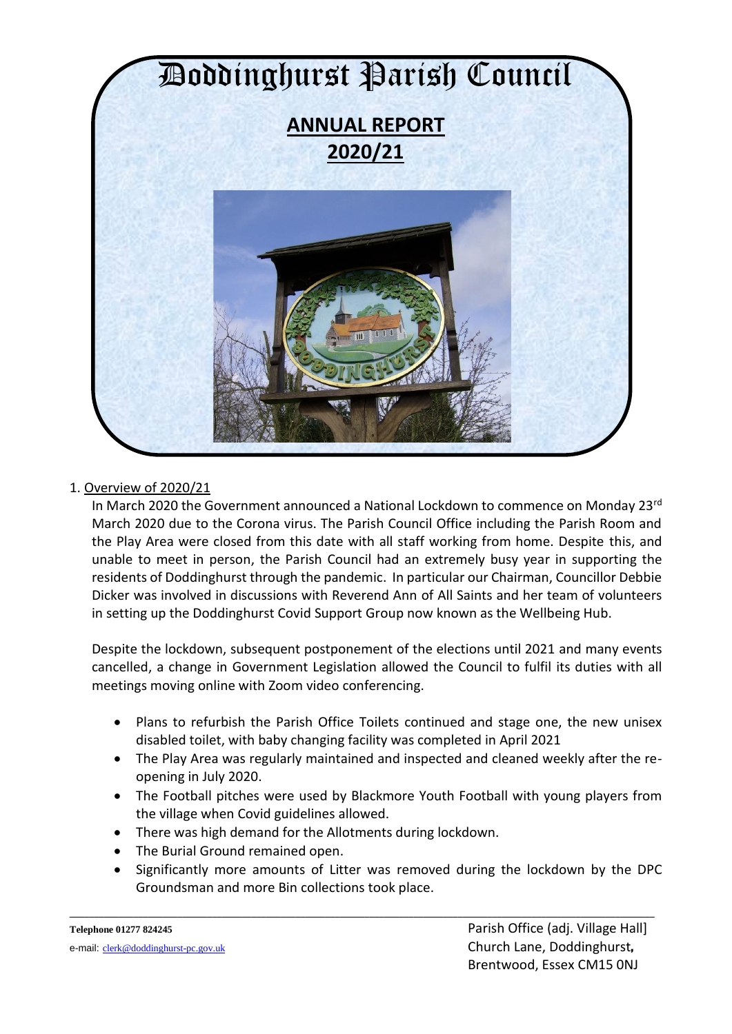# Doddinghurst Parish Council

## ANNUAL REPORT 2020/21

1. Overview of 2020/21

In March 2020 the Government announced a National Lockdown to commence on Monday 23rd March 2020 due to the Corona virus. The Parish Council Office including the Parish Room and the Play Area were closed from this date with all staff working from home. Despite this, and unable to meet in person, the Parish Council had an extremely busy year in supporting the residents of Doddinghurst through the pandemic. In particular our Chairman, Councillor Debbie Dicker was involved in discussions with Reverend Ann of All Saints and her team of volunteers in setting up the Doddinghurst Covid Support Group now known as the Wellbeing Hub.

Despite the lockdown, subsequent postponement of the elections until 2021 and many events cancelled, a change in Government Legislation allowed the Council to fulfil its duties with all meetings moving online with Zoom video conferencing.

- Plans to refurbish the Parish Office Toilets continued and stage one, the new unisex disabled toilet, with baby changing facility was completed in April 2021
- The Play Area was regularly maintained and inspected and cleaned weekly after the re-opening in July 2020.
- The Football pitches were used by Blackmore Youth Football with young players from the village when Covid guidelines allowed.
- There was high demand for the Allotments during lockdown.
- The Burial Ground remained open.
- Significantly more amounts of Litter was removed during the lockdown by the DPC Groundsman and more Bin collections took place.

**Telephone 01277 824245**
e-mail: clerk@doddinghurst-pc.gov.uk

Parish Office (adj. Village Hall]
Church Lane, Doddinghurst,
Brentwood, Essex CM15 0NJ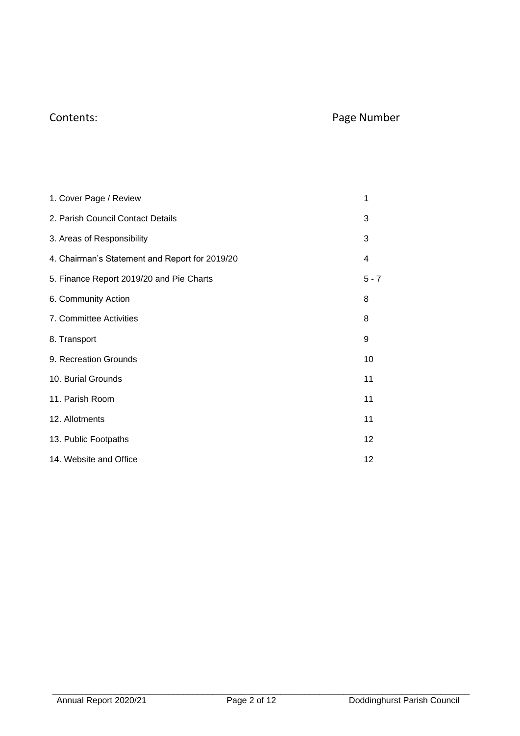| Contents: | Page Number |
| --- | --- |
| 1. Cover Page / Review | 1 |
| 2. Parish Council Contact Details | 3 |
| 3. Areas of Responsibility | 3 |
| 4. Chairman's Statement and Report for 2019/20 | 4 |
| 5. Finance Report 2019/20 and Pie Charts | 5 - 7 |
| 6. Community Action | 8 |
| 7. Committee Activities | 8 |
| 8. Transport | 9 |
| 9. Recreation Grounds | 10 |
| 10. Burial Grounds | 11 |
| 11. Parish Room | 11 |
| 12. Allotments | 11 |
| 13. Public Footpaths | 12 |
| 14. Website and Office | 12 |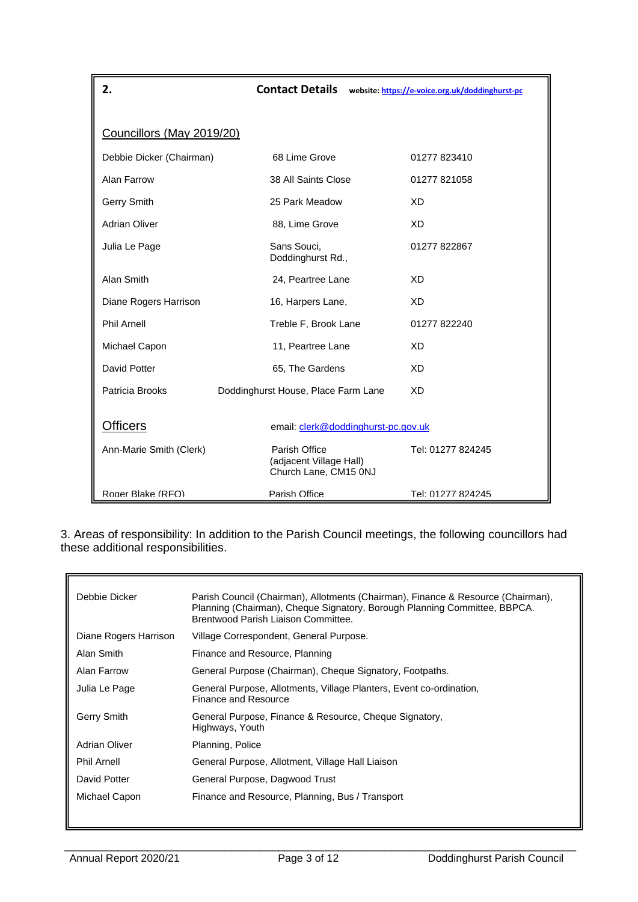## 2. Contact Details

website: https://e-voice.org.uk/doddinghurst-pc

### Councillors (May 2019/20)

| Name | Address | Telephone |
|---|---|---|
| Debbie Dicker (Chairman) | 68 Lime Grove | 01277 823410 |
| Alan Farrow | 38 All Saints Close | 01277 821058 |
| Gerry Smith | 25 Park Meadow | XD |
| Adrian Oliver | 88, Lime Grove | XD |
| Julia Le Page | Sans Souci, Doddinghurst Rd., | 01277 822867 |
| Alan Smith | 24, Peartree Lane | XD |
| Diane Rogers Harrison | 16, Harpers Lane, | XD |
| Phil Arnell | Treble F, Brook Lane | 01277 822240 |
| Michael Capon | 11, Peartree Lane | XD |
| David Potter | 65, The Gardens | XD |
| Patricia Brooks | Doddinghurst House, Place Farm Lane | XD |

### Officers

email: clerk@doddinghurst-pc.gov.uk

| Name | Address | Telephone |
|---|---|---|
| Ann-Marie Smith (Clerk) | Parish Office (adjacent Village Hall) Church Lane, CM15 0NJ | Tel: 01277 824245 |
| Roger Blake (RFO) | Parish Office | Tel: 01277 824245 |

3. Areas of responsibility: In addition to the Parish Council meetings, the following councillors had these additional responsibilities.

| Councillor | Responsibilities |
|---|---|
| Debbie Dicker | Parish Council (Chairman), Allotments (Chairman), Finance & Resource (Chairman), Planning (Chairman), Cheque Signatory, Borough Planning Committee, BBPCA. Brentwood Parish Liaison Committee. |
| Diane Rogers Harrison | Village Correspondent, General Purpose. |
| Alan Smith | Finance and Resource, Planning |
| Alan Farrow | General Purpose (Chairman), Cheque Signatory, Footpaths. |
| Julia Le Page | General Purpose, Allotments, Village Planters, Event co-ordination, Finance and Resource |
| Gerry Smith | General Purpose, Finance & Resource, Cheque Signatory, Highways, Youth |
| Adrian Oliver | Planning, Police |
| Phil Arnell | General Purpose, Allotment, Village Hall Liaison |
| David Potter | General Purpose, Dagwood Trust |
| Michael Capon | Finance and Resource, Planning, Bus / Transport |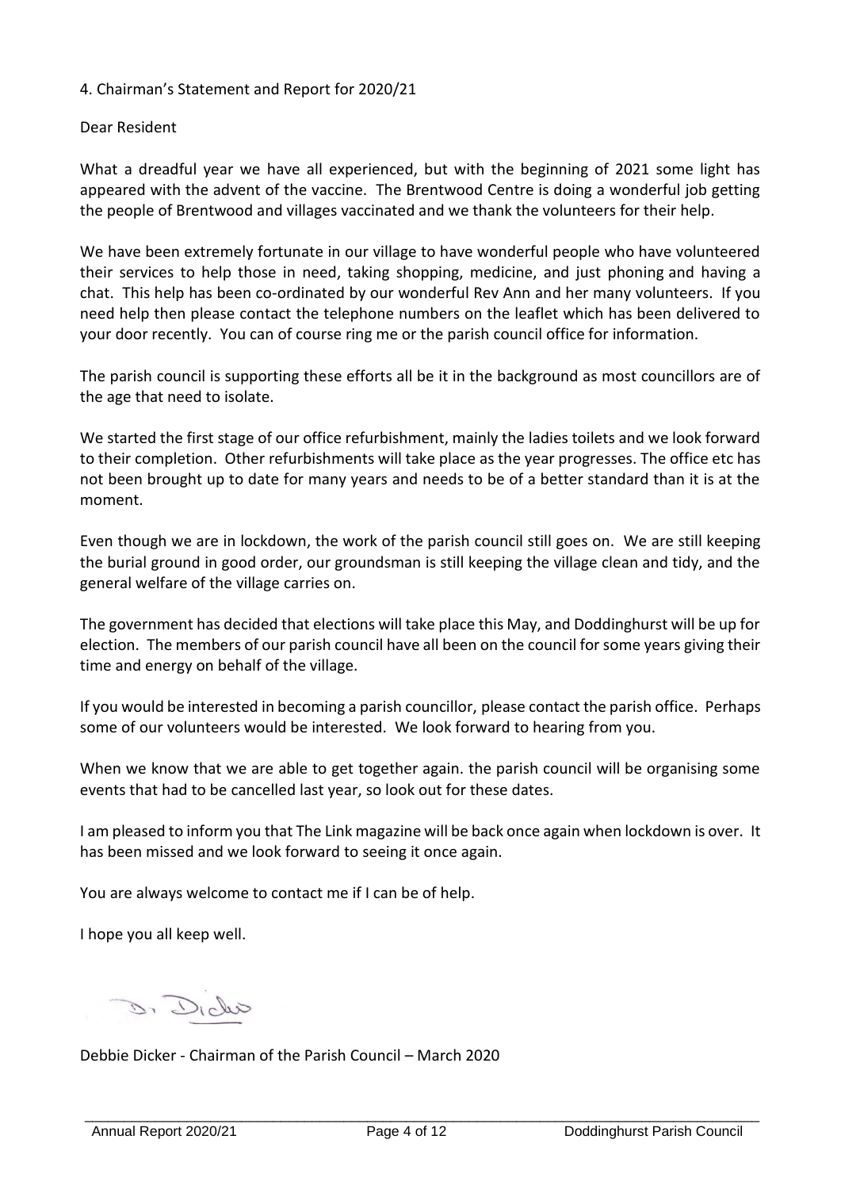## 4. Chairman's Statement and Report for 2020/21

Dear Resident

What a dreadful year we have all experienced, but with the beginning of 2021 some light has appeared with the advent of the vaccine. The Brentwood Centre is doing a wonderful job getting the people of Brentwood and villages vaccinated and we thank the volunteers for their help.

We have been extremely fortunate in our village to have wonderful people who have volunteered their services to help those in need, taking shopping, medicine, and just phoning and having a chat. This help has been co-ordinated by our wonderful Rev Ann and her many volunteers. If you need help then please contact the telephone numbers on the leaflet which has been delivered to your door recently. You can of course ring me or the parish council office for information.

The parish council is supporting these efforts all be it in the background as most councillors are of the age that need to isolate.

We started the first stage of our office refurbishment, mainly the ladies toilets and we look forward to their completion. Other refurbishments will take place as the year progresses. The office etc has not been brought up to date for many years and needs to be of a better standard than it is at the moment.

Even though we are in lockdown, the work of the parish council still goes on. We are still keeping the burial ground in good order, our groundsman is still keeping the village clean and tidy, and the general welfare of the village carries on.

The government has decided that elections will take place this May, and Doddinghurst will be up for election. The members of our parish council have all been on the council for some years giving their time and energy on behalf of the village.

If you would be interested in becoming a parish councillor, please contact the parish office. Perhaps some of our volunteers would be interested. We look forward to hearing from you.

When we know that we are able to get together again. the parish council will be organising some events that had to be cancelled last year, so look out for these dates.

I am pleased to inform you that The Link magazine will be back once again when lockdown is over. It has been missed and we look forward to seeing it once again.

You are always welcome to contact me if I can be of help.

I hope you all keep well.

D. Dicker

Debbie Dicker - Chairman of the Parish Council – March 2020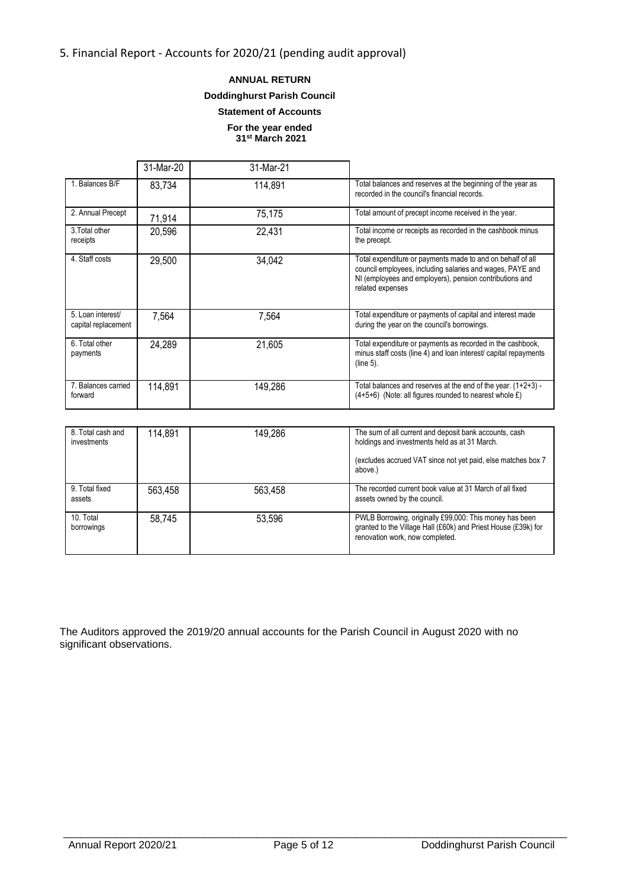## 5. Financial Report - Accounts for 2020/21 (pending audit approval)

**ANNUAL RETURN**

**Doddinghurst Parish Council**

**Statement of Accounts**

**For the year ended 31st March 2021**

| | 31-Mar-20 | 31-Mar-21 | |
|---|---|---|---|
| 1. Balances B/F | 83,734 | 114,891 | Total balances and reserves at the beginning of the year as recorded in the council's financial records. |
| 2. Annual Precept | 71,914 | 75,175 | Total amount of precept income received in the year. |
| 3.Total other receipts | 20,596 | 22,431 | Total income or receipts as recorded in the cashbook minus the precept. |
| 4. Staff costs | 29,500 | 34,042 | Total expenditure or payments made to and on behalf of all council employees, including salaries and wages, PAYE and NI (employees and employers), pension contributions and related expenses |
| 5. Loan interest/ capital replacement | 7,564 | 7,564 | Total expenditure or payments of capital and interest made during the year on the council's borrowings. |
| 6. Total other payments | 24,289 | 21,605 | Total expenditure or payments as recorded in the cashbook, minus staff costs (line 4) and loan interest/ capital repayments (line 5). |
| 7. Balances carried forward | 114,891 | 149,286 | Total balances and reserves at the end of the year. (1+2+3) - (4+5+6) (Note: all figures rounded to nearest whole £) |

| | | | |
|---|---|---|---|
| 8. Total cash and investments | 114,891 | 149,286 | The sum of all current and deposit bank accounts, cash holdings and investments held as at 31 March.<br><br>(excludes accrued VAT since not yet paid, else matches box 7 above.) |
| 9. Total fixed assets | 563,458 | 563,458 | The recorded current book value at 31 March of all fixed assets owned by the council. |
| 10. Total borrowings | 58,745 | 53,596 | PWLB Borrowing, originally £99,000: This money has been granted to the Village Hall (£60k) and Priest House (£39k) for renovation work, now completed. |

The Auditors approved the 2019/20 annual accounts for the Parish Council in August 2020 with no significant observations.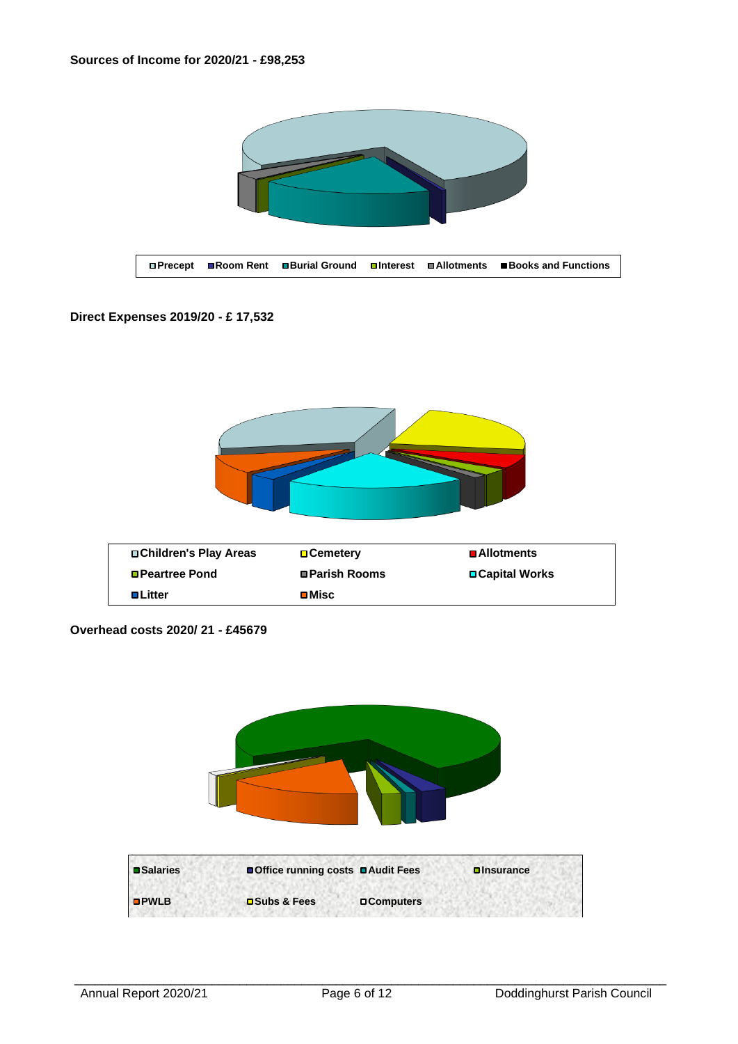**Sources of Income for 2020/21 - £98,253**

Precept | Room Rent | Burial Ground | Interest | Allotments | Books and Functions

**Direct Expenses 2019/20 - £ 17,532**

| | | |
|---|---|---|
| Children's Play Areas | Cemetery | Allotments |
| Peartree Pond | Parish Rooms | Capital Works |
| Litter | Misc | |

**Overhead costs 2020/ 21 - £45679**

| | | | |
|---|---|---|---|
| Salaries | Office running costs | Audit Fees | Insurance |
| PWLB | Subs & Fees | Computers | |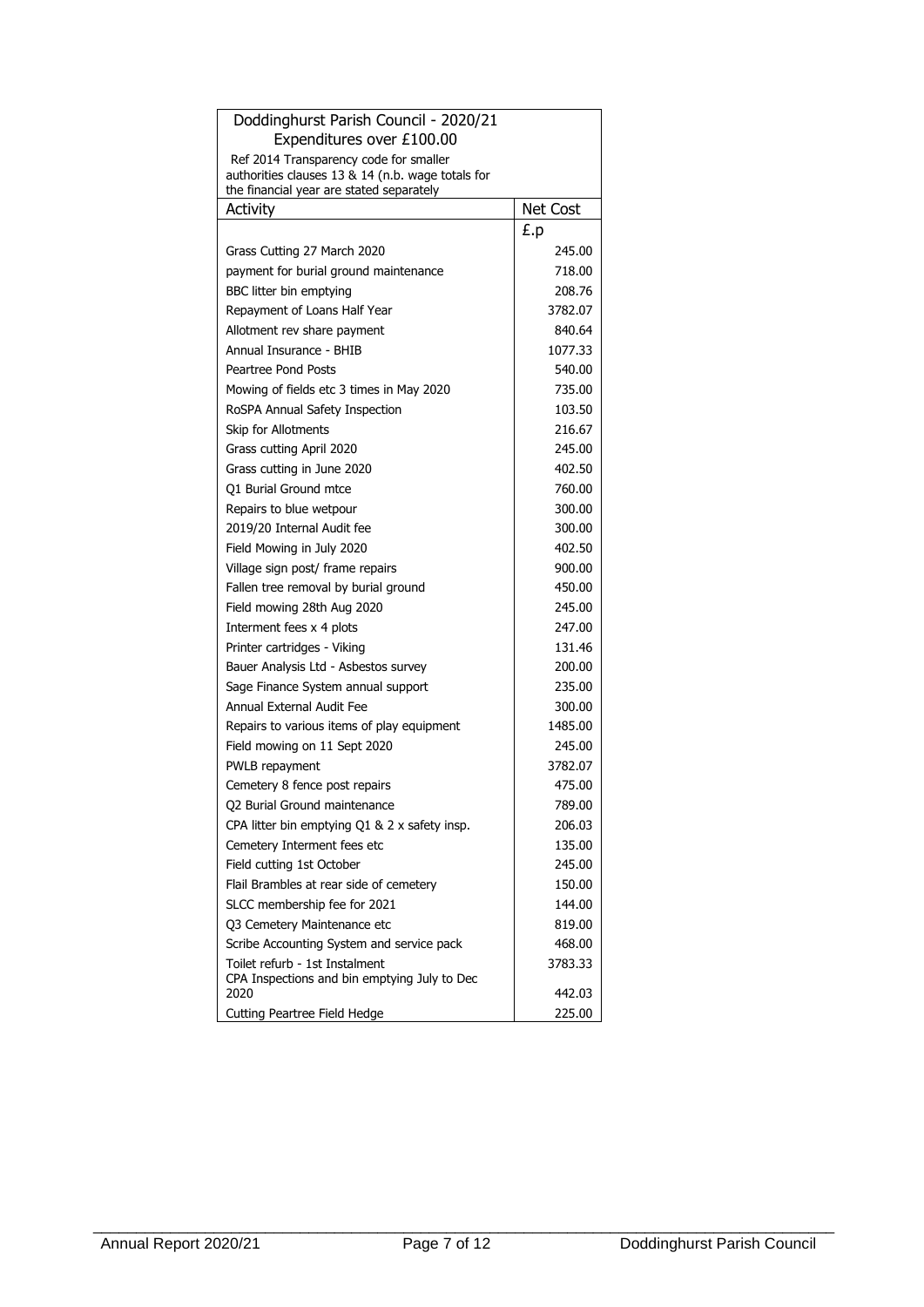| Doddinghurst Parish Council - 2020/21 Expenditures over £100.00 | |
|---|---|
| Ref 2014 Transparency code for smaller authorities clauses 13 & 14 (n.b. wage totals for the financial year are stated separately | |
| Activity | Net Cost |
| | £.p |
| Grass Cutting 27 March 2020 | 245.00 |
| payment for burial ground maintenance | 718.00 |
| BBC litter bin emptying | 208.76 |
| Repayment of Loans Half Year | 3782.07 |
| Allotment rev share payment | 840.64 |
| Annual Insurance - BHIB | 1077.33 |
| Peartree Pond Posts | 540.00 |
| Mowing of fields etc 3 times in May 2020 | 735.00 |
| RoSPA Annual Safety Inspection | 103.50 |
| Skip for Allotments | 216.67 |
| Grass cutting April 2020 | 245.00 |
| Grass cutting in June 2020 | 402.50 |
| Q1 Burial Ground mtce | 760.00 |
| Repairs to blue wetpour | 300.00 |
| 2019/20 Internal Audit fee | 300.00 |
| Field Mowing in July 2020 | 402.50 |
| Village sign post/ frame repairs | 900.00 |
| Fallen tree removal by burial ground | 450.00 |
| Field mowing 28th Aug 2020 | 245.00 |
| Interment fees x 4 plots | 247.00 |
| Printer cartridges - Viking | 131.46 |
| Bauer Analysis Ltd - Asbestos survey | 200.00 |
| Sage Finance System annual support | 235.00 |
| Annual External Audit Fee | 300.00 |
| Repairs to various items of play equipment | 1485.00 |
| Field mowing on 11 Sept 2020 | 245.00 |
| PWLB repayment | 3782.07 |
| Cemetery 8 fence post repairs | 475.00 |
| Q2 Burial Ground maintenance | 789.00 |
| CPA litter bin emptying Q1 & 2 x safety insp. | 206.03 |
| Cemetery Interment fees etc | 135.00 |
| Field cutting 1st October | 245.00 |
| Flail Brambles at rear side of cemetery | 150.00 |
| SLCC membership fee for 2021 | 144.00 |
| Q3 Cemetery Maintenance etc | 819.00 |
| Scribe Accounting System and service pack | 468.00 |
| Toilet refurb - 1st Instalment | 3783.33 |
| CPA Inspections and bin emptying July to Dec 2020 | 442.03 |
| Cutting Peartree Field Hedge | 225.00 |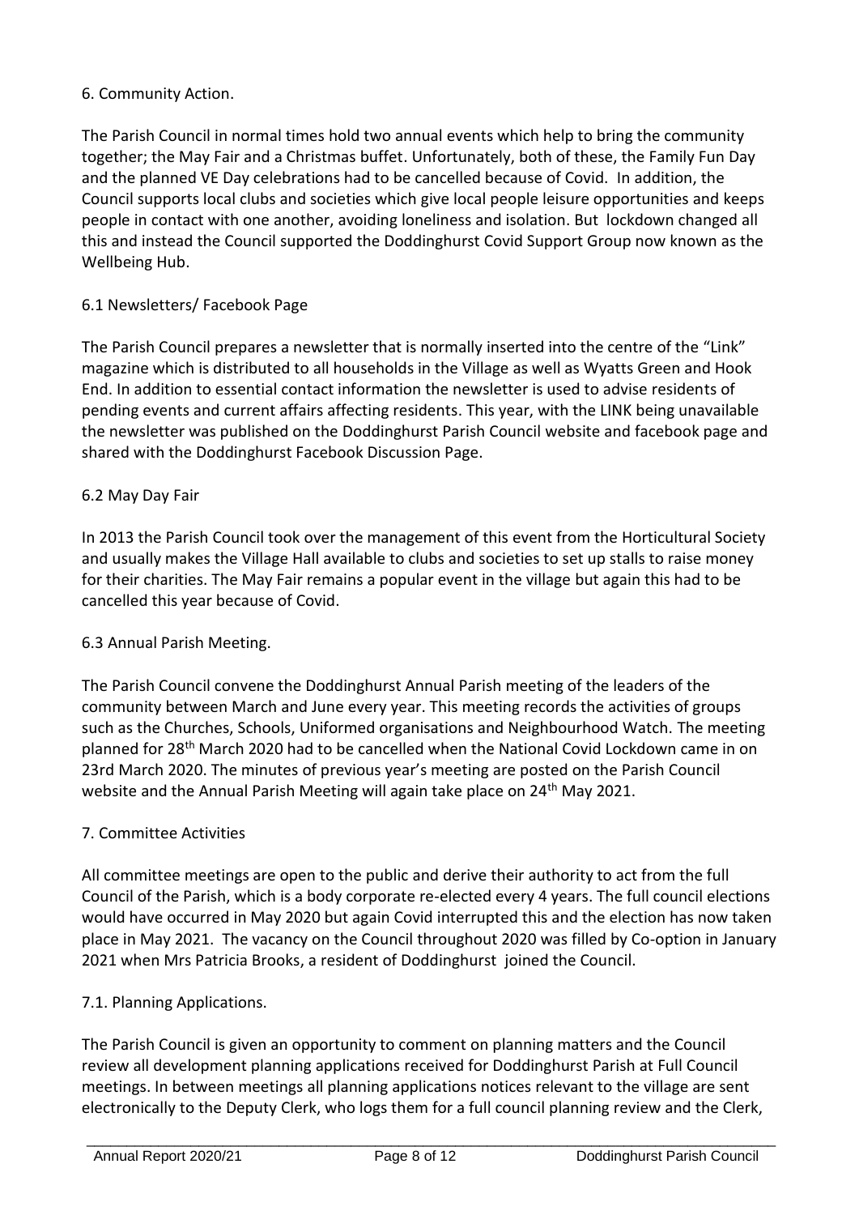## 6. Community Action.

The Parish Council in normal times hold two annual events which help to bring the community together; the May Fair and a Christmas buffet. Unfortunately, both of these, the Family Fun Day and the planned VE Day celebrations had to be cancelled because of Covid. In addition, the Council supports local clubs and societies which give local people leisure opportunities and keeps people in contact with one another, avoiding loneliness and isolation. But lockdown changed all this and instead the Council supported the Doddinghurst Covid Support Group now known as the Wellbeing Hub.

### 6.1 Newsletters/ Facebook Page

The Parish Council prepares a newsletter that is normally inserted into the centre of the "Link" magazine which is distributed to all households in the Village as well as Wyatts Green and Hook End. In addition to essential contact information the newsletter is used to advise residents of pending events and current affairs affecting residents. This year, with the LINK being unavailable the newsletter was published on the Doddinghurst Parish Council website and facebook page and shared with the Doddinghurst Facebook Discussion Page.

### 6.2 May Day Fair

In 2013 the Parish Council took over the management of this event from the Horticultural Society and usually makes the Village Hall available to clubs and societies to set up stalls to raise money for their charities. The May Fair remains a popular event in the village but again this had to be cancelled this year because of Covid.

### 6.3 Annual Parish Meeting.

The Parish Council convene the Doddinghurst Annual Parish meeting of the leaders of the community between March and June every year. This meeting records the activities of groups such as the Churches, Schools, Uniformed organisations and Neighbourhood Watch. The meeting planned for 28th March 2020 had to be cancelled when the National Covid Lockdown came in on 23rd March 2020. The minutes of previous year's meeting are posted on the Parish Council website and the Annual Parish Meeting will again take place on 24th May 2021.

## 7. Committee Activities

All committee meetings are open to the public and derive their authority to act from the full Council of the Parish, which is a body corporate re-elected every 4 years. The full council elections would have occurred in May 2020 but again Covid interrupted this and the election has now taken place in May 2021. The vacancy on the Council throughout 2020 was filled by Co-option in January 2021 when Mrs Patricia Brooks, a resident of Doddinghurst joined the Council.

### 7.1. Planning Applications.

The Parish Council is given an opportunity to comment on planning matters and the Council review all development planning applications received for Doddinghurst Parish at Full Council meetings. In between meetings all planning applications notices relevant to the village are sent electronically to the Deputy Clerk, who logs them for a full council planning review and the Clerk,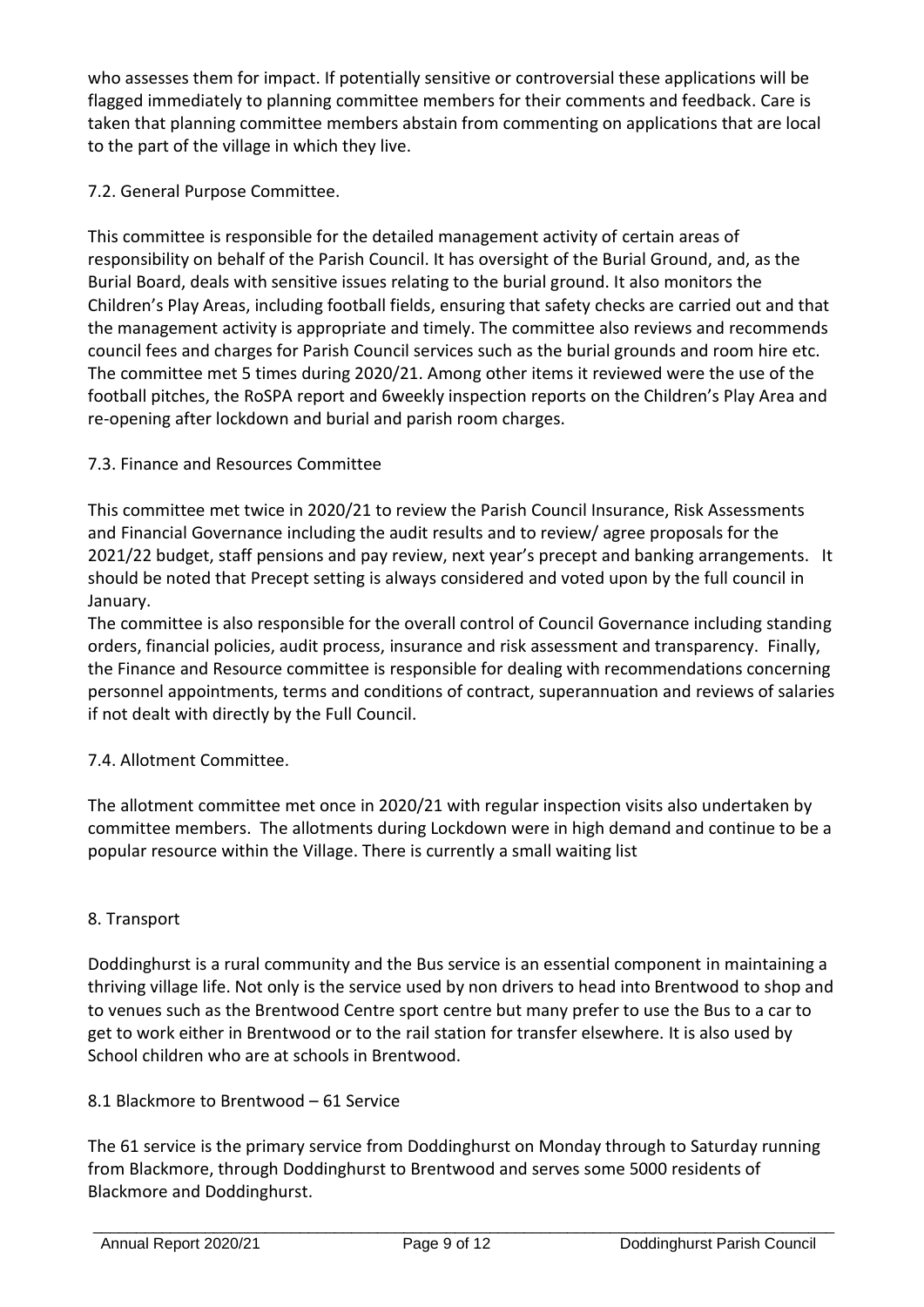who assesses them for impact. If potentially sensitive or controversial these applications will be flagged immediately to planning committee members for their comments and feedback. Care is taken that planning committee members abstain from commenting on applications that are local to the part of the village in which they live.

### 7.2. General Purpose Committee.

This committee is responsible for the detailed management activity of certain areas of responsibility on behalf of the Parish Council. It has oversight of the Burial Ground, and, as the Burial Board, deals with sensitive issues relating to the burial ground. It also monitors the Children's Play Areas, including football fields, ensuring that safety checks are carried out and that the management activity is appropriate and timely. The committee also reviews and recommends council fees and charges for Parish Council services such as the burial grounds and room hire etc. The committee met 5 times during 2020/21. Among other items it reviewed were the use of the football pitches, the RoSPA report and 6weekly inspection reports on the Children's Play Area and re-opening after lockdown and burial and parish room charges.

### 7.3. Finance and Resources Committee

This committee met twice in 2020/21 to review the Parish Council Insurance, Risk Assessments and Financial Governance including the audit results and to review/ agree proposals for the 2021/22 budget, staff pensions and pay review, next year's precept and banking arrangements. It should be noted that Precept setting is always considered and voted upon by the full council in January.

The committee is also responsible for the overall control of Council Governance including standing orders, financial policies, audit process, insurance and risk assessment and transparency. Finally, the Finance and Resource committee is responsible for dealing with recommendations concerning personnel appointments, terms and conditions of contract, superannuation and reviews of salaries if not dealt with directly by the Full Council.

### 7.4. Allotment Committee.

The allotment committee met once in 2020/21 with regular inspection visits also undertaken by committee members. The allotments during Lockdown were in high demand and continue to be a popular resource within the Village. There is currently a small waiting list

## 8. Transport

Doddinghurst is a rural community and the Bus service is an essential component in maintaining a thriving village life. Not only is the service used by non drivers to head into Brentwood to shop and to venues such as the Brentwood Centre sport centre but many prefer to use the Bus to a car to get to work either in Brentwood or to the rail station for transfer elsewhere. It is also used by School children who are at schools in Brentwood.

### 8.1 Blackmore to Brentwood – 61 Service

The 61 service is the primary service from Doddinghurst on Monday through to Saturday running from Blackmore, through Doddinghurst to Brentwood and serves some 5000 residents of Blackmore and Doddinghurst.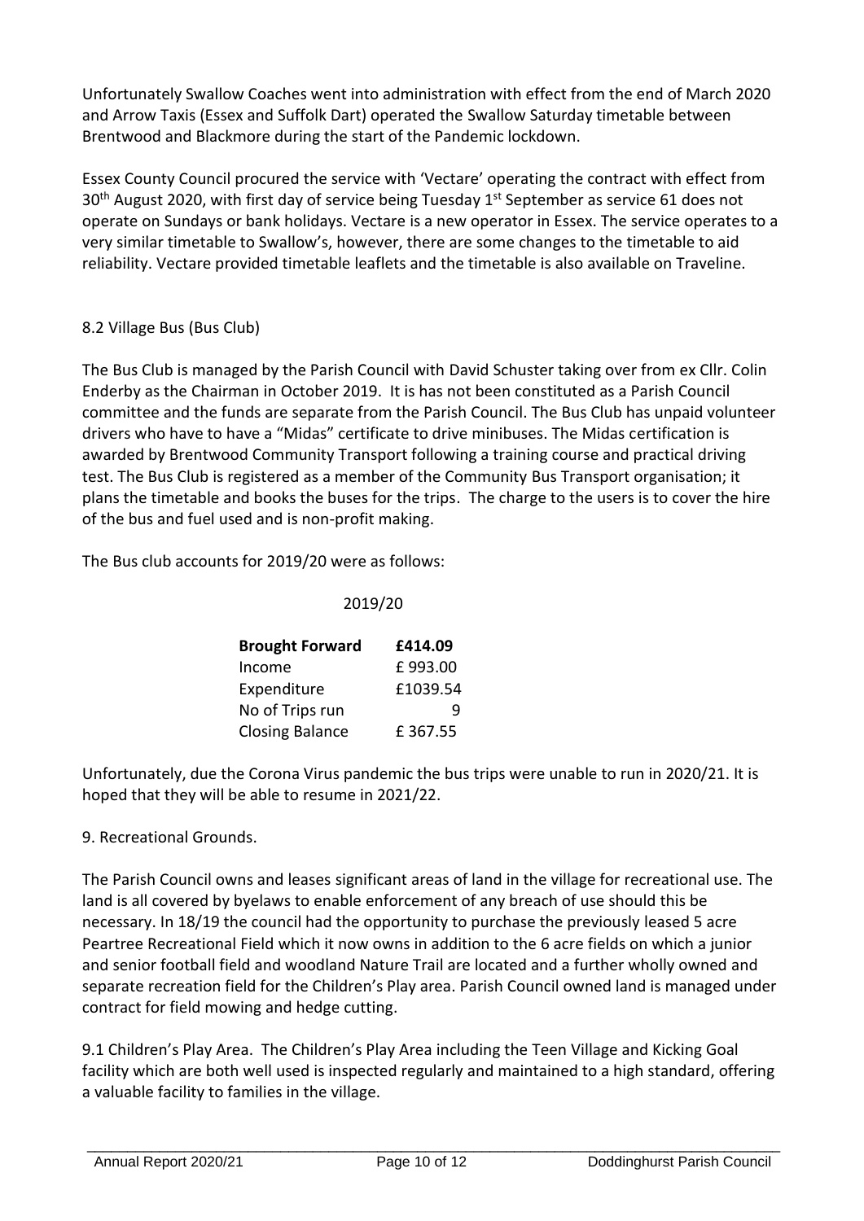Unfortunately Swallow Coaches went into administration with effect from the end of March 2020 and Arrow Taxis (Essex and Suffolk Dart) operated the Swallow Saturday timetable between Brentwood and Blackmore during the start of the Pandemic lockdown.

Essex County Council procured the service with 'Vectare' operating the contract with effect from 30th August 2020, with first day of service being Tuesday 1st September as service 61 does not operate on Sundays or bank holidays. Vectare is a new operator in Essex. The service operates to a very similar timetable to Swallow's, however, there are some changes to the timetable to aid reliability. Vectare provided timetable leaflets and the timetable is also available on Traveline.

8.2 Village Bus (Bus Club)

The Bus Club is managed by the Parish Council with David Schuster taking over from ex Cllr. Colin Enderby as the Chairman in October 2019. It is has not been constituted as a Parish Council committee and the funds are separate from the Parish Council. The Bus Club has unpaid volunteer drivers who have to have a "Midas" certificate to drive minibuses. The Midas certification is awarded by Brentwood Community Transport following a training course and practical driving test. The Bus Club is registered as a member of the Community Bus Transport organisation; it plans the timetable and books the buses for the trips. The charge to the users is to cover the hire of the bus and fuel used and is non-profit making.

The Bus club accounts for 2019/20 were as follows:

| | 2019/20 |
|---|---|
| **Brought Forward** | **£414.09** |
| Income | £ 993.00 |
| Expenditure | £1039.54 |
| No of Trips run | 9 |
| Closing Balance | £ 367.55 |

Unfortunately, due the Corona Virus pandemic the bus trips were unable to run in 2020/21. It is hoped that they will be able to resume in 2021/22.

9. Recreational Grounds.

The Parish Council owns and leases significant areas of land in the village for recreational use. The land is all covered by byelaws to enable enforcement of any breach of use should this be necessary. In 18/19 the council had the opportunity to purchase the previously leased 5 acre Peartree Recreational Field which it now owns in addition to the 6 acre fields on which a junior and senior football field and woodland Nature Trail are located and a further wholly owned and separate recreation field for the Children's Play area. Parish Council owned land is managed under contract for field mowing and hedge cutting.

9.1 Children's Play Area. The Children's Play Area including the Teen Village and Kicking Goal facility which are both well used is inspected regularly and maintained to a high standard, offering a valuable facility to families in the village.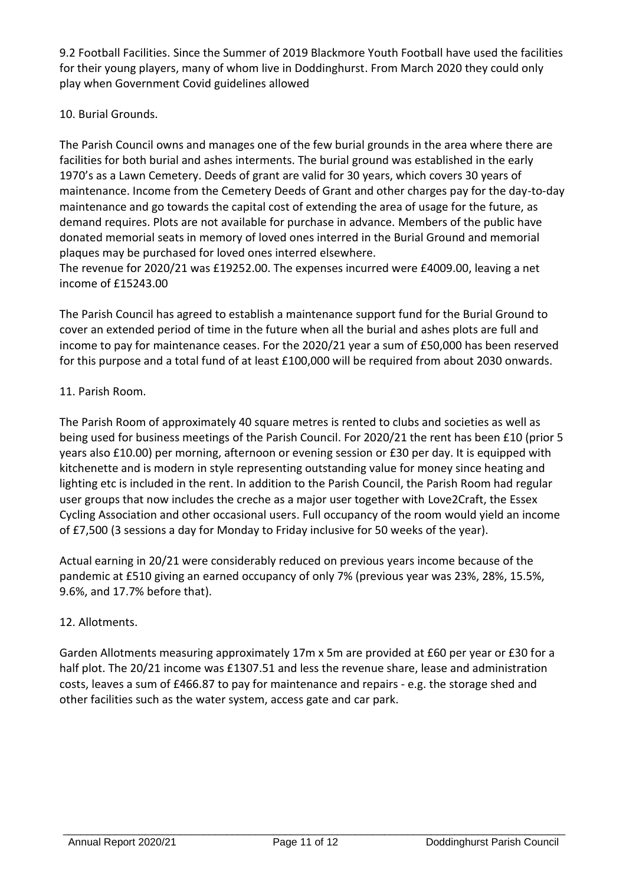9.2 Football Facilities. Since the Summer of 2019 Blackmore Youth Football have used the facilities for their young players, many of whom live in Doddinghurst. From March 2020 they could only play when Government Covid guidelines allowed

10. Burial Grounds.

The Parish Council owns and manages one of the few burial grounds in the area where there are facilities for both burial and ashes interments. The burial ground was established in the early 1970's as a Lawn Cemetery. Deeds of grant are valid for 30 years, which covers 30 years of maintenance. Income from the Cemetery Deeds of Grant and other charges pay for the day-to-day maintenance and go towards the capital cost of extending the area of usage for the future, as demand requires. Plots are not available for purchase in advance. Members of the public have donated memorial seats in memory of loved ones interred in the Burial Ground and memorial plaques may be purchased for loved ones interred elsewhere.
The revenue for 2020/21 was £19252.00. The expenses incurred were £4009.00, leaving a net income of £15243.00

The Parish Council has agreed to establish a maintenance support fund for the Burial Ground to cover an extended period of time in the future when all the burial and ashes plots are full and income to pay for maintenance ceases. For the 2020/21 year a sum of £50,000 has been reserved for this purpose and a total fund of at least £100,000 will be required from about 2030 onwards.

11. Parish Room.

The Parish Room of approximately 40 square metres is rented to clubs and societies as well as being used for business meetings of the Parish Council. For 2020/21 the rent has been £10 (prior 5 years also £10.00) per morning, afternoon or evening session or £30 per day. It is equipped with kitchenette and is modern in style representing outstanding value for money since heating and lighting etc is included in the rent. In addition to the Parish Council, the Parish Room had regular user groups that now includes the creche as a major user together with Love2Craft, the Essex Cycling Association and other occasional users. Full occupancy of the room would yield an income of £7,500 (3 sessions a day for Monday to Friday inclusive for 50 weeks of the year).

Actual earning in 20/21 were considerably reduced on previous years income because of the pandemic at £510 giving an earned occupancy of only 7% (previous year was 23%, 28%, 15.5%, 9.6%, and 17.7% before that).

12. Allotments.

Garden Allotments measuring approximately 17m x 5m are provided at £60 per year or £30 for a half plot. The 20/21 income was £1307.51 and less the revenue share, lease and administration costs, leaves a sum of £466.87 to pay for maintenance and repairs - e.g. the storage shed and other facilities such as the water system, access gate and car park.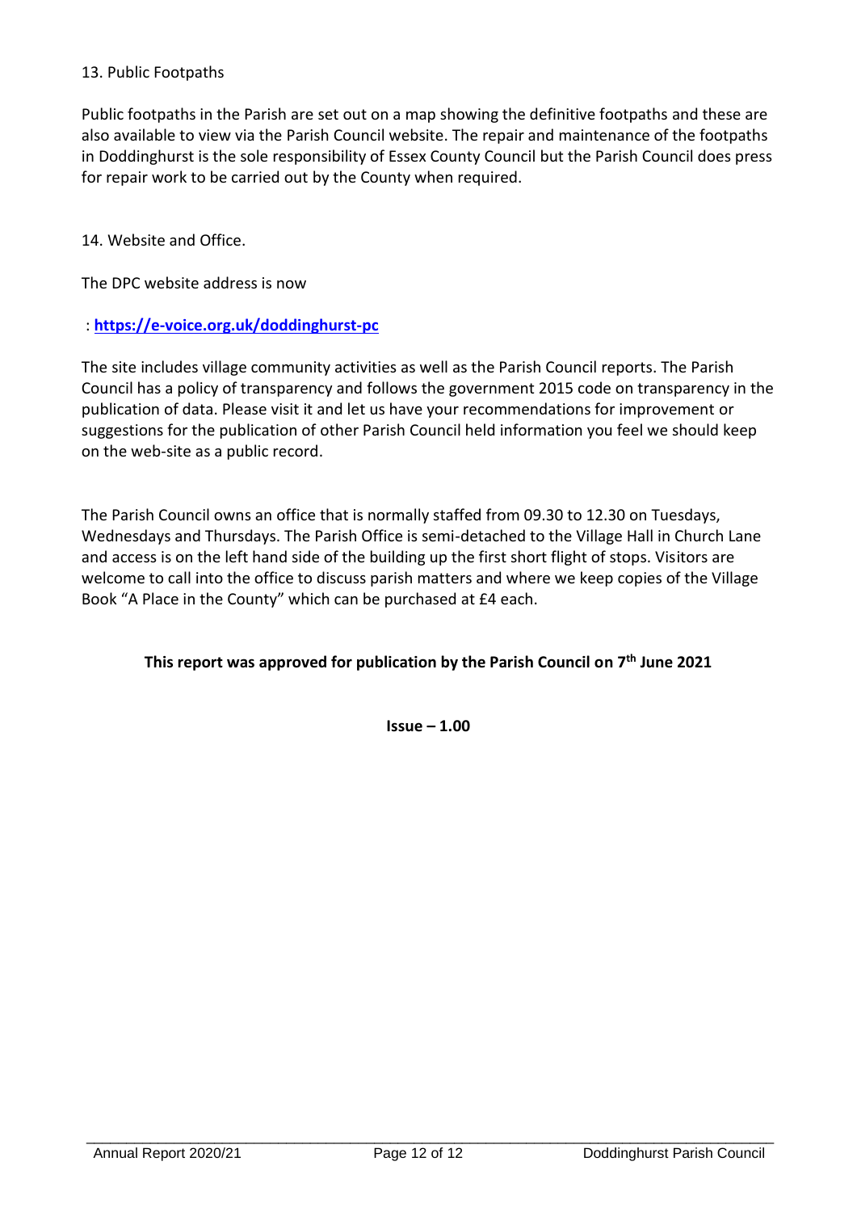## 13. Public Footpaths

Public footpaths in the Parish are set out on a map showing the definitive footpaths and these are also available to view via the Parish Council website. The repair and maintenance of the footpaths in Doddinghurst is the sole responsibility of Essex County Council but the Parish Council does press for repair work to be carried out by the County when required.

## 14. Website and Office.

The DPC website address is now

: **https://e-voice.org.uk/doddinghurst-pc**

The site includes village community activities as well as the Parish Council reports. The Parish Council has a policy of transparency and follows the government 2015 code on transparency in the publication of data. Please visit it and let us have your recommendations for improvement or suggestions for the publication of other Parish Council held information you feel we should keep on the web-site as a public record.

The Parish Council owns an office that is normally staffed from 09.30 to 12.30 on Tuesdays, Wednesdays and Thursdays. The Parish Office is semi-detached to the Village Hall in Church Lane and access is on the left hand side of the building up the first short flight of stops. Visitors are welcome to call into the office to discuss parish matters and where we keep copies of the Village Book "A Place in the County" which can be purchased at £4 each.

**This report was approved for publication by the Parish Council on 7th June 2021**

**Issue – 1.00**